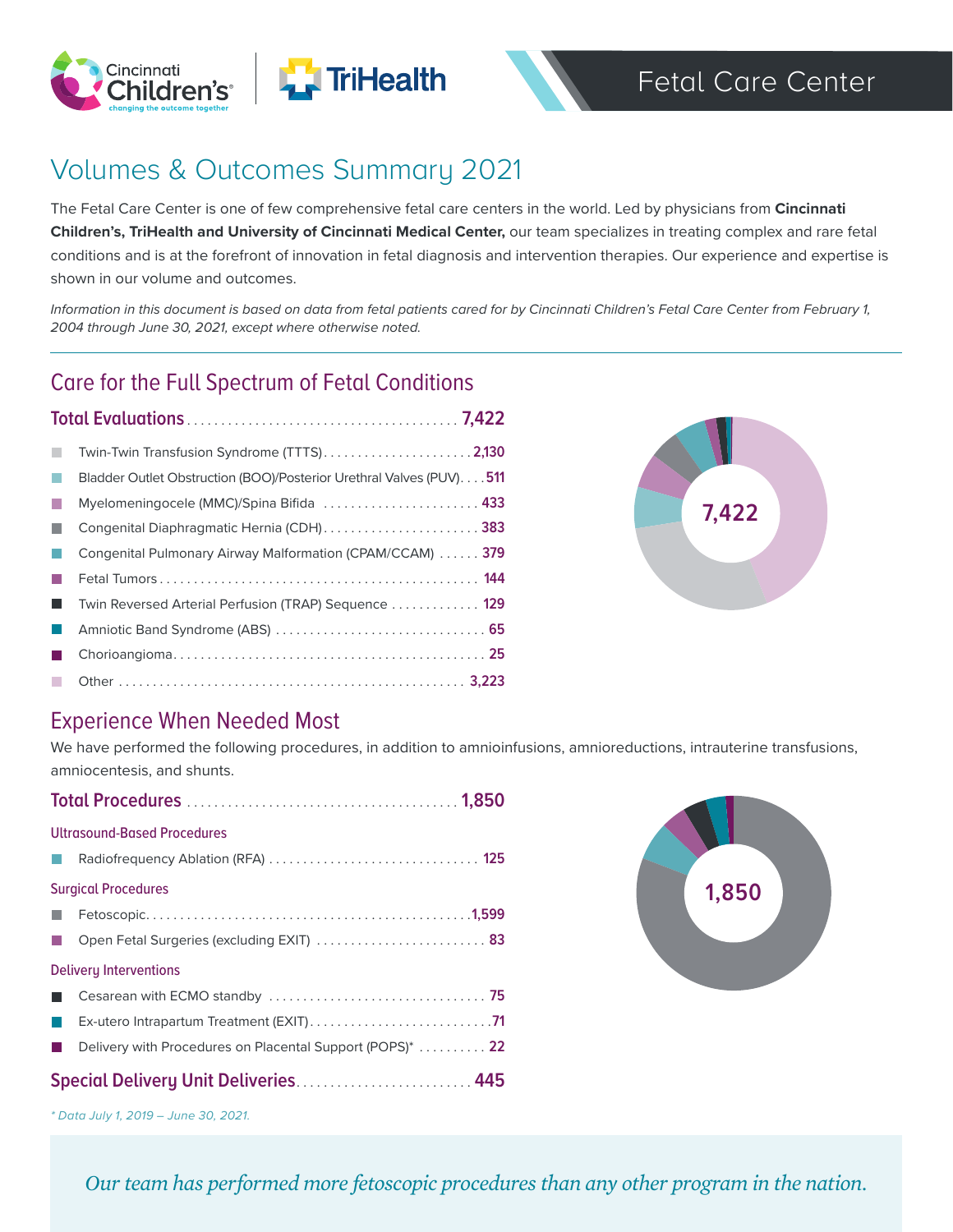# Fetal Care Center

## Volumes & Outcomes Summary 2021

The Fetal Care Center is one of few comprehensive fetal care centers in the world. Led by physicians from **Cincinnati Children's, TriHealth and University of Cincinnati Medical Center,** our team specializes in treating complex and rare fetal conditions and is at the forefront of innovation in fetal diagnosis and intervention therapies. Our experience and expertise is shown in our volume and outcomes.

*Information in this document is based on data from fetal patients cared for by Cincinnati Children's Fetal Care Center from February 1, 2004 through June 30, 2021, except where otherwise noted.*

---

## Care for the Full Spectrum of Fetal Conditions

| Condition | Count |
|---|---|
| **Total Evaluations** | **7,422** |
| Twin-Twin Transfusion Syndrome (TTTS) | 2,130 |
| Bladder Outlet Obstruction (BOO)/Posterior Urethral Valves (PUV) | 511 |
| Myelomeningocele (MMC)/Spina Bifida | 433 |
| Congenital Diaphragmatic Hernia (CDH) | 383 |
| Congenital Pulmonary Airway Malformation (CPAM/CCAM) | 379 |
| Fetal Tumors | 144 |
| Twin Reversed Arterial Perfusion (TRAP) Sequence | 129 |
| Amniotic Band Syndrome (ABS) | 65 |
| Chorioangioma | 25 |
| Other | 3,223 |

## Experience When Needed Most

We have performed the following procedures, in addition to amnioinfusions, amnioreductions, intrauterine transfusions, amniocentesis, and shunts.

| Procedure | Count |
|---|---|
| **Total Procedures** | **1,850** |
| *Ultrasound-Based Procedures* | |
| Radiofrequency Ablation (RFA) | 125 |
| *Surgical Procedures* | |
| Fetoscopic | 1,599 |
| Open Fetal Surgeries (excluding EXIT) | 83 |
| *Delivery Interventions* | |
| Cesarean with ECMO standby | 75 |
| Ex-utero Intrapartum Treatment (EXIT) | 71 |
| Delivery with Procedures on Placental Support (POPS)* | 22 |
| **Special Delivery Unit Deliveries** | **445** |

*\* Data July 1, 2019 – June 30, 2021.*

*Our team has performed more fetoscopic procedures than any other program in the nation.*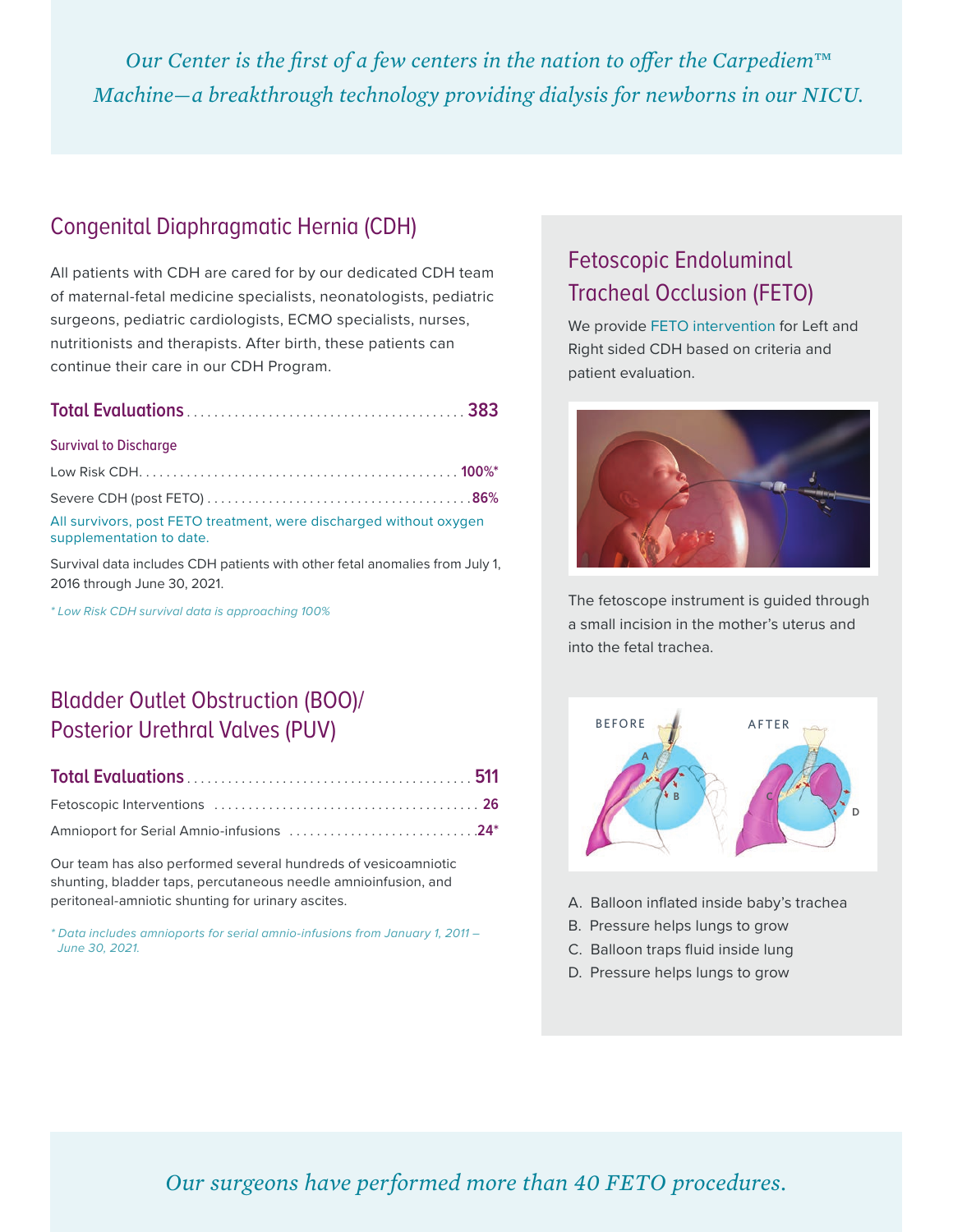*Our Center is the first of a few centers in the nation to offer the Carpediem™ Machine—a breakthrough technology providing dialysis for newborns in our NICU.*

## Congenital Diaphragmatic Hernia (CDH)

All patients with CDH are cared for by our dedicated CDH team of maternal-fetal medicine specialists, neonatologists, pediatric surgeons, pediatric cardiologists, ECMO specialists, nurses, nutritionists and therapists. After birth, these patients can continue their care in our CDH Program.

| **Total Evaluations** | **383** |
|---|---|
| **Survival to Discharge** | |
| Low Risk CDH | **100%*** |
| Severe CDH (post FETO) | **86%** |

All survivors, post FETO treatment, were discharged without oxygen supplementation to date.

Survival data includes CDH patients with other fetal anomalies from July 1, 2016 through June 30, 2021.

*\* Low Risk CDH survival data is approaching 100%*

## Bladder Outlet Obstruction (BOO)/ Posterior Urethral Valves (PUV)

| **Total Evaluations** | **511** |
|---|---|
| Fetoscopic Interventions | **26** |
| Amnioport for Serial Amnio-infusions | **24*** |

Our team has also performed several hundreds of vesicoamniotic shunting, bladder taps, percutaneous needle amnioinfusion, and peritoneal-amniotic shunting for urinary ascites.

*\* Data includes amnioports for serial amnio-infusions from January 1, 2011 – June 30, 2021.*

## Fetoscopic Endoluminal Tracheal Occlusion (FETO)

We provide FETO intervention for Left and Right sided CDH based on criteria and patient evaluation.

The fetoscope instrument is guided through a small incision in the mother's uterus and into the fetal trachea.

BEFORE AFTER

A. Balloon inflated inside baby's trachea
B. Pressure helps lungs to grow
C. Balloon traps fluid inside lung
D. Pressure helps lungs to grow

*Our surgeons have performed more than 40 FETO procedures.*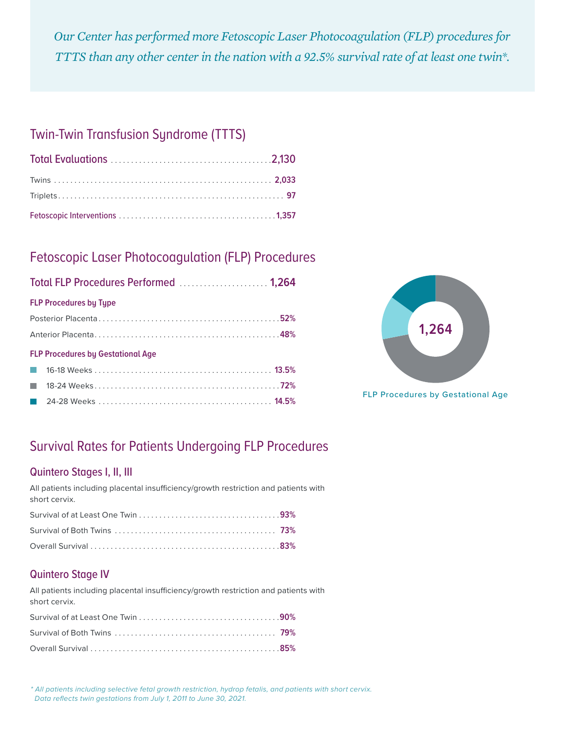*Our Center has performed more Fetoscopic Laser Photocoagulation (FLP) procedures for TTTS than any other center in the nation with a 92.5% survival rate of at least one twin*.*

## Twin-Twin Transfusion Syndrome (TTTS)

| | |
|---|---|
| **Total Evaluations** | **2,130** |
| Twins | **2,033** |
| Triplets | **97** |
| **Fetoscopic Interventions** | **1,357** |

## Fetoscopic Laser Photocoagulation (FLP) Procedures

| | |
|---|---|
| **Total FLP Procedures Performed** | **1,264** |
| **FLP Procedures by Type** | |
| Posterior Placenta | **52%** |
| Anterior Placenta | **48%** |
| **FLP Procedures by Gestational Age** | |
| 16-18 Weeks | **13.5%** |
| 18-24 Weeks | **72%** |
| 24-28 Weeks | **14.5%** |

1,264

FLP Procedures by Gestational Age

## Survival Rates for Patients Undergoing FLP Procedures

### Quintero Stages I, II, III

All patients including placental insufficiency/growth restriction and patients with short cervix.

| | |
|---|---|
| Survival of at Least One Twin | **93%** |
| Survival of Both Twins | **73%** |
| Overall Survival | **83%** |

### Quintero Stage IV

All patients including placental insufficiency/growth restriction and patients with short cervix.

| | |
|---|---|
| Survival of at Least One Twin | **90%** |
| Survival of Both Twins | **79%** |
| Overall Survival | **85%** |

*\* All patients including selective fetal growth restriction, hydrop fetalis, and patients with short cervix. Data reflects twin gestations from July 1, 2011 to June 30, 2021.*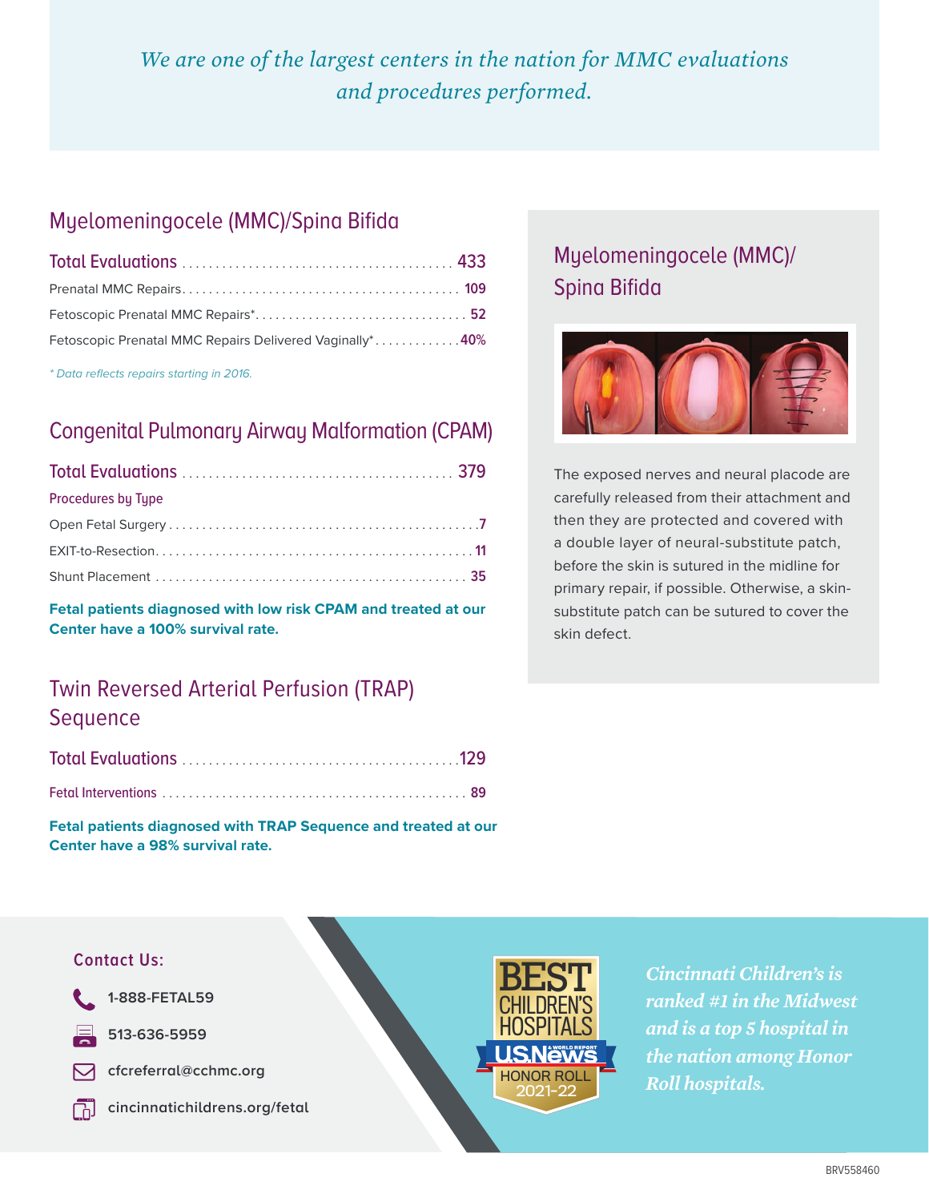*We are one of the largest centers in the nation for MMC evaluations and procedures performed.*

## Myelomeningocele (MMC)/Spina Bifida

| | |
|---|---|
| Total Evaluations | 433 |
| Prenatal MMC Repairs | 109 |
| Fetoscopic Prenatal MMC Repairs* | 52 |
| Fetoscopic Prenatal MMC Repairs Delivered Vaginally* | 40% |

*\* Data reflects repairs starting in 2016.*

## Congenital Pulmonary Airway Malformation (CPAM)

| | |
|---|---|
| Total Evaluations | 379 |
| **Procedures by Type** | |
| Open Fetal Surgery | 7 |
| EXIT-to-Resection | 11 |
| Shunt Placement | 35 |

**Fetal patients diagnosed with low risk CPAM and treated at our Center have a 100% survival rate.**

## Twin Reversed Arterial Perfusion (TRAP) Sequence

| | |
|---|---|
| Total Evaluations | 129 |
| Fetal Interventions | 89 |

**Fetal patients diagnosed with TRAP Sequence and treated at our Center have a 98% survival rate.**

## Myelomeningocele (MMC)/ Spina Bifida

The exposed nerves and neural placode are carefully released from their attachment and then they are protected and covered with a double layer of neural-substitute patch, before the skin is sutured in the midline for primary repair, if possible. Otherwise, a skin-substitute patch can be sutured to cover the skin defect.

**Contact Us:**

- 1-888-FETAL59
- 513-636-5959
- cfcreferral@cchmc.org
- cincinnatichildrens.org/fetal

BEST CHILDREN'S HOSPITALS
U.S. News & World Report
HONOR ROLL 2021–22

*Cincinnati Children's is ranked #1 in the Midwest and is a top 5 hospital in the nation among Honor Roll hospitals.*

BRV558460